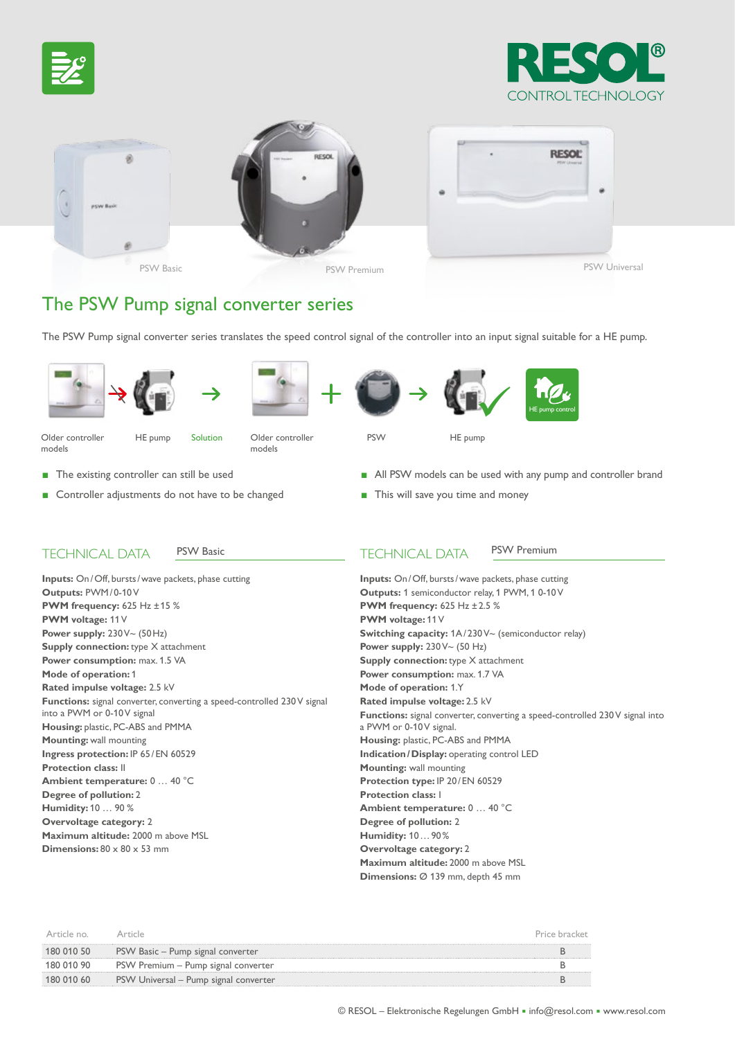RESOL® CONTROL TECHNOLOGY

PSW Basic

PSW Premium

PSW Universal

# The PSW Pump signal converter series

The PSW Pump signal converter series translates the speed control signal of the controller into an input signal suitable for a HE pump.

Older controller models → HE pump → Solution → Older controller models + PSW → HE pump

HE pump control

- The existing controller can still be used
- Controller adjustments do not have to be changed
- All PSW models can be used with any pump and controller brand
- This will save you time and money

## TECHNICAL DATA PSW Basic

**Inputs:** On / Off, bursts / wave packets, phase cutting
**Outputs:** PWM / 0-10 V
**PWM frequency:** 625 Hz ±15 %
**PWM voltage:** 11 V
**Power supply:** 230 V~ (50 Hz)
**Supply connection:** type X attachment
**Power consumption:** max. 1.5 VA
**Mode of operation:** 1
**Rated impulse voltage:** 2.5 kV
**Functions:** signal converter, converting a speed-controlled 230 V signal into a PWM or 0-10 V signal
**Housing:** plastic, PC-ABS and PMMA
**Mounting:** wall mounting
**Ingress protection:** IP 65 / EN 60529
**Protection class:** II
**Ambient temperature:** 0 … 40 °C
**Degree of pollution:** 2
**Humidity:** 10 … 90 %
**Overvoltage category:** 2
**Maximum altitude:** 2000 m above MSL
**Dimensions:** 80 x 80 x 53 mm

## TECHNICAL DATA PSW Premium

**Inputs:** On / Off, bursts / wave packets, phase cutting
**Outputs:** 1 semiconductor relay, 1 PWM, 1 0-10 V
**PWM frequency:** 625 Hz ±2.5 %
**PWM voltage:** 11 V
**Switching capacity:** 1 A / 230 V~ (semiconductor relay)
**Power supply:** 230 V~ (50 Hz)
**Supply connection:** type X attachment
**Power consumption:** max. 1.7 VA
**Mode of operation:** 1.Y
**Rated impulse voltage:** 2.5 kV
**Functions:** signal converter, converting a speed-controlled 230 V signal into a PWM or 0-10 V signal.
**Housing:** plastic, PC-ABS and PMMA
**Indication / Display:** operating control LED
**Mounting:** wall mounting
**Protection type:** IP 20 / EN 60529
**Protection class:** I
**Ambient temperature:** 0 … 40 °C
**Degree of pollution:** 2
**Humidity:** 10 … 90 %
**Overvoltage category:** 2
**Maximum altitude:** 2000 m above MSL
**Dimensions:** Ø 139 mm, depth 45 mm

| Article no. | Article | Price bracket |
|---|---|---|
| 180 010 50 | PSW Basic – Pump signal converter | B |
| 180 010 90 | PSW Premium – Pump signal converter | B |
| 180 010 60 | PSW Universal – Pump signal converter | B |

© RESOL – Elektronische Regelungen GmbH ▪ info@resol.com ▪ www.resol.com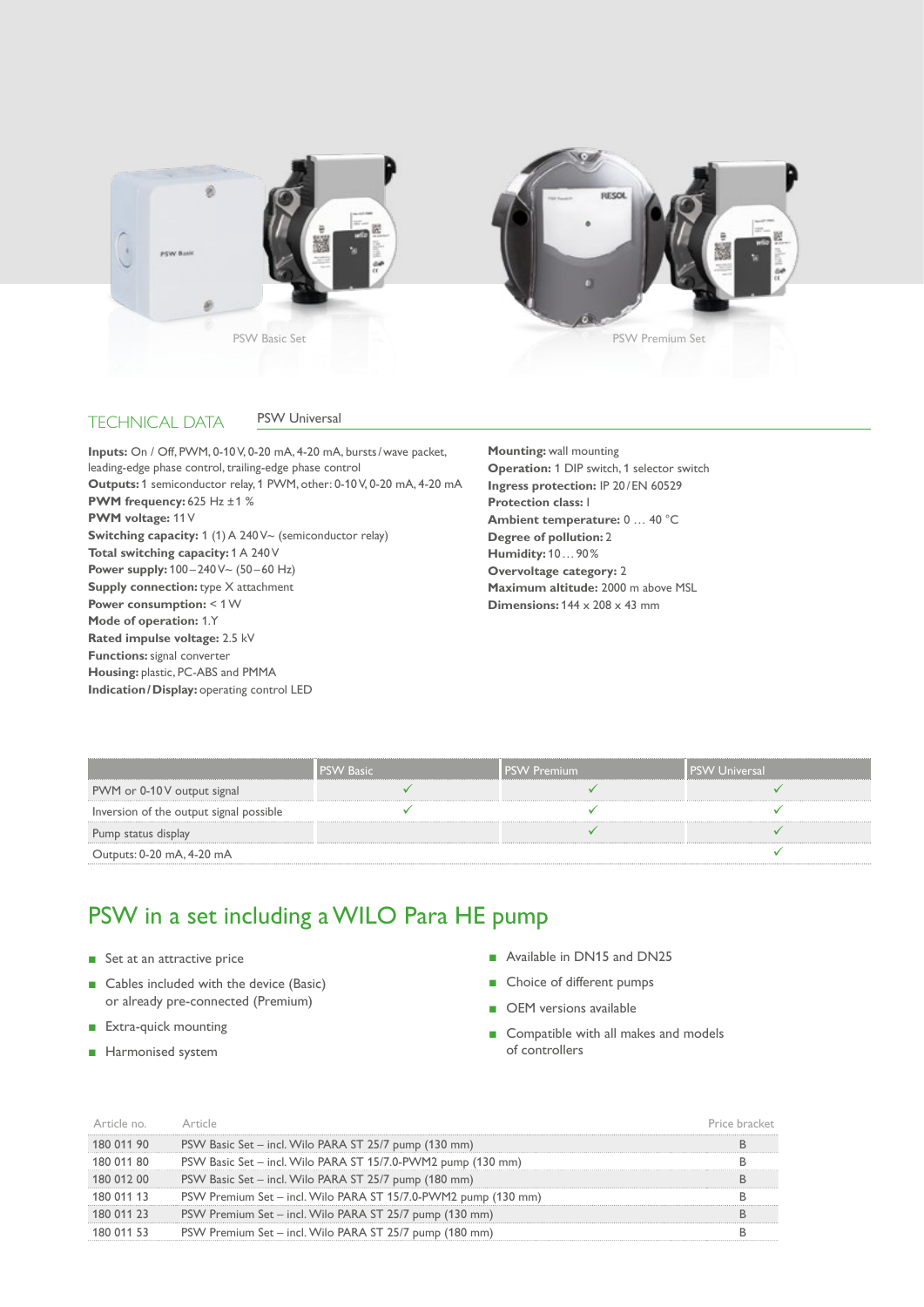PSW Basic Set

PSW Premium Set

## TECHNICAL DATA

PSW Universal

**Inputs:** On / Off, PWM, 0-10 V, 0-20 mA, 4-20 mA, bursts / wave packet, leading-edge phase control, trailing-edge phase control
**Outputs:** 1 semiconductor relay, 1 PWM, other: 0-10 V, 0-20 mA, 4-20 mA
**PWM frequency:** 625 Hz ±1 %
**PWM voltage:** 11 V
**Switching capacity:** 1 (1) A 240 V~ (semiconductor relay)
**Total switching capacity:** 1 A 240 V
**Power supply:** 100 – 240 V~ (50 – 60 Hz)
**Supply connection:** type X attachment
**Power consumption:** < 1 W
**Mode of operation:** 1.Y
**Rated impulse voltage:** 2.5 kV
**Functions:** signal converter
**Housing:** plastic, PC-ABS and PMMA
**Indication / Display:** operating control LED

**Mounting:** wall mounting
**Operation:** 1 DIP switch, 1 selector switch
**Ingress protection:** IP 20 / EN 60529
**Protection class:** I
**Ambient temperature:** 0 … 40 °C
**Degree of pollution:** 2
**Humidity:** 10 … 90 %
**Overvoltage category:** 2
**Maximum altitude:** 2000 m above MSL
**Dimensions:** 144 x 208 x 43 mm

| | PSW Basic | PSW Premium | PSW Universal |
|---|---|---|---|
| PWM or 0-10 V output signal | ✓ | ✓ | ✓ |
| Inversion of the output signal possible | ✓ | ✓ | ✓ |
| Pump status display | | ✓ | ✓ |
| Outputs: 0-20 mA, 4-20 mA | | | ✓ |

## PSW in a set including a WILO Para HE pump

- Set at an attractive price
- Cables included with the device (Basic) or already pre-connected (Premium)
- Extra-quick mounting
- Harmonised system
- Available in DN15 and DN25
- Choice of different pumps
- OEM versions available
- Compatible with all makes and models of controllers

| Article no. | Article | Price bracket |
|---|---|---|
| 180 011 90 | PSW Basic Set – incl. Wilo PARA ST 25/7 pump (130 mm) | B |
| 180 011 80 | PSW Basic Set – incl. Wilo PARA ST 15/7.0-PWM2 pump (130 mm) | B |
| 180 012 00 | PSW Basic Set – incl. Wilo PARA ST 25/7 pump (180 mm) | B |
| 180 011 13 | PSW Premium Set – incl. Wilo PARA ST 15/7.0-PWM2 pump (130 mm) | B |
| 180 011 23 | PSW Premium Set – incl. Wilo PARA ST 25/7 pump (130 mm) | B |
| 180 011 53 | PSW Premium Set – incl. Wilo PARA ST 25/7 pump (180 mm) | B |